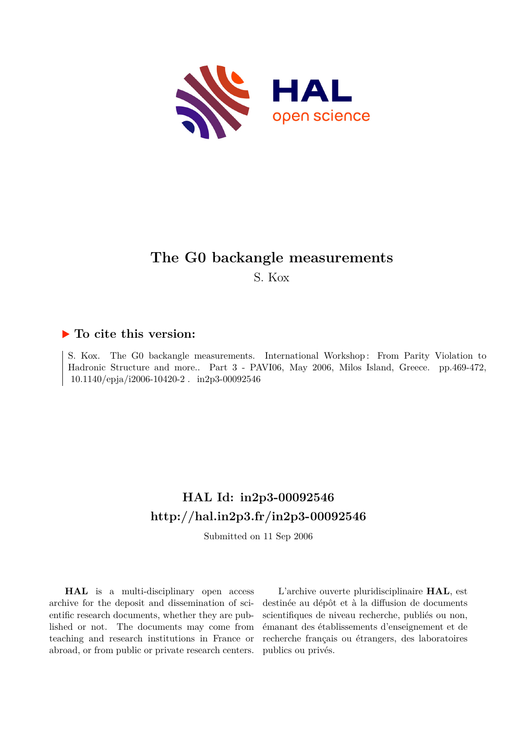# The G0 backangle measurements

S. Kox

## ▶ To cite this version:

S. Kox. The G0 backangle measurements. International Workshop : From Parity Violation to Hadronic Structure and more.. Part 3 - PAVI06, May 2006, Milos Island, Greece. pp.469-472, 10.1140/epja/i2006-10420-2 . in2p3-00092546

## HAL Id: in2p3-00092546

## http://hal.in2p3.fr/in2p3-00092546

Submitted on 11 Sep 2006

**HAL** is a multi-disciplinary open access archive for the deposit and dissemination of scientific research documents, whether they are published or not. The documents may come from teaching and research institutions in France or abroad, or from public or private research centers.

L'archive ouverte pluridisciplinaire **HAL**, est destinée au dépôt et à la diffusion de documents scientifiques de niveau recherche, publiés ou non, émanant des établissements d'enseignement et de recherche français ou étrangers, des laboratoires publics ou privés.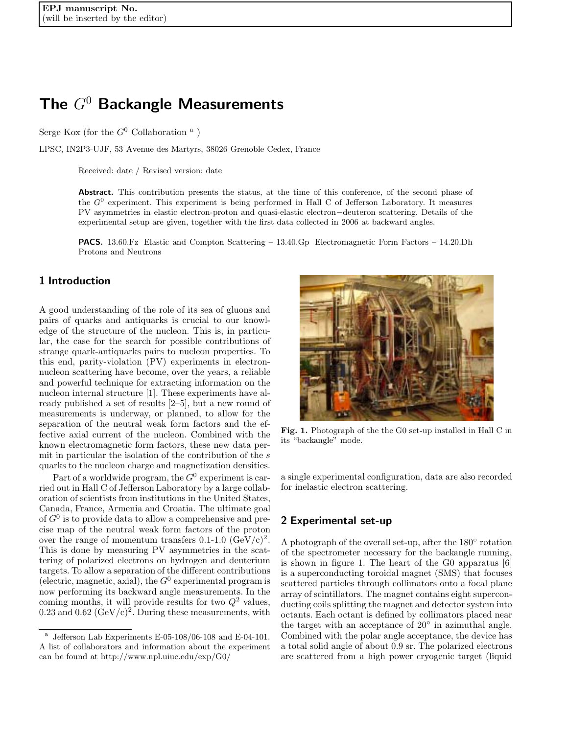# The $G^0$ Backangle Measurements

Serge Kox (for the $G^0$ Collaboration [a] )

LPSC, IN2P3-UJF, 53 Avenue des Martyrs, 38026 Grenoble Cedex, France

Received: date / Revised version: date

**Abstract.** This contribution presents the status, at the time of this conference, of the second phase of the $G^0$ experiment. This experiment is being performed in Hall C of Jefferson Laboratory. It measures PV asymmetries in elastic electron-proton and quasi-elastic electron−deuteron scattering. Details of the experimental setup are given, together with the first data collected in 2006 at backward angles.

**PACS.** 13.60.Fz Elastic and Compton Scattering – 13.40.Gp Electromagnetic Form Factors – 14.20.Dh Protons and Neutrons

## 1 Introduction

A good understanding of the role of its sea of gluons and pairs of quarks and antiquarks is crucial to our knowledge of the structure of the nucleon. This is, in particular, the case for the search for possible contributions of strange quark-antiquarks pairs to nucleon properties. To this end, parity-violation (PV) experiments in electron-nucleon scattering have become, over the years, a reliable and powerful technique for extracting information on the nucleon internal structure [1]. These experiments have already published a set of results [2–5], but a new round of measurements is underway, or planned, to allow for the separation of the neutral weak form factors and the effective axial current of the nucleon. Combined with the known electromagnetic form factors, these new data permit in particular the isolation of the contribution of the $s$ quarks to the nucleon charge and magnetization densities.

Part of a worldwide program, the $G^0$ experiment is carried out in Hall C of Jefferson Laboratory by a large collaboration of scientists from institutions in the United States, Canada, France, Armenia and Croatia. The ultimate goal of $G^0$ is to provide data to allow a comprehensive and precise map of the neutral weak form factors of the proton over the range of momentum transfers 0.1-1.0 $(\mathrm{GeV/c})^2$. This is done by measuring PV asymmetries in the scattering of polarized electrons on hydrogen and deuterium targets. To allow a separation of the different contributions (electric, magnetic, axial), the $G^0$ experimental program is now performing its backward angle measurements. In the coming months, it will provide results for two $Q^2$ values, 0.23 and 0.62 $(\mathrm{GeV/c})^2$. During these measurements, with a single experimental configuration, data are also recorded for inelastic electron scattering.

Fig. 1. Photograph of the the G0 set-up installed in Hall C in its "backangle" mode.

## 2 Experimental set-up

A photograph of the overall set-up, after the 180° rotation of the spectrometer necessary for the backangle running, is shown in figure 1. The heart of the G0 apparatus [6] is a superconducting toroidal magnet (SMS) that focuses scattered particles through collimators onto a focal plane array of scintillators. The magnet contains eight superconducting coils splitting the magnet and detector system into octants. Each octant is defined by collimators placed near the target with an acceptance of 20° in azimuthal angle. Combined with the polar angle acceptance, the device has a total solid angle of about 0.9 sr. The polarized electrons are scattered from a high power cryogenic target (liquid

[a] Jefferson Lab Experiments E-05-108/06-108 and E-04-101. A list of collaborators and information about the experiment can be found at http://www.npl.uiuc.edu/exp/G0/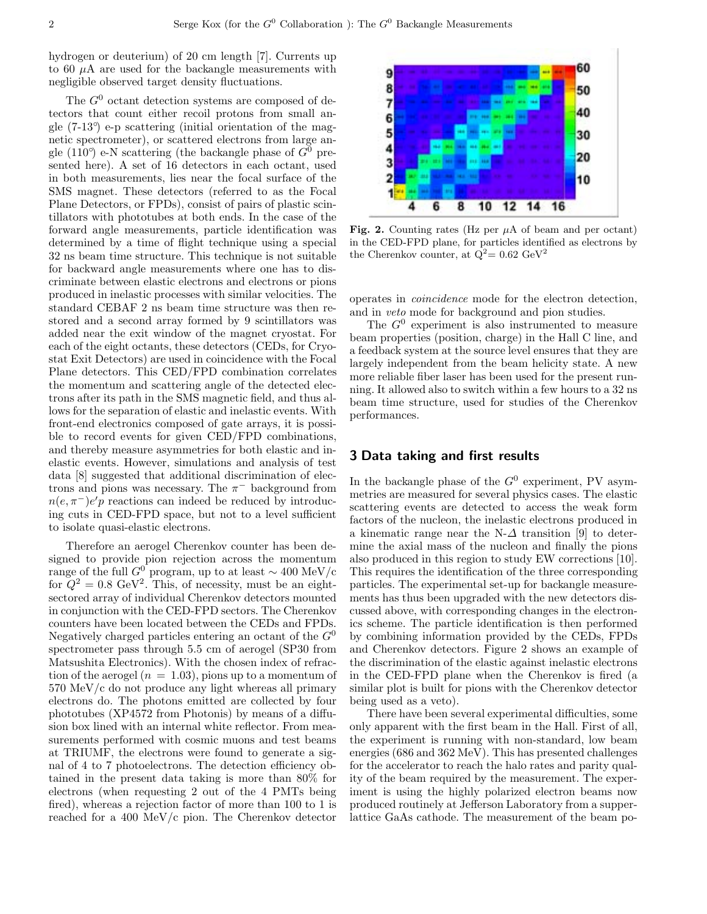hydrogen or deuterium) of 20 cm length [7]. Currents up to 60 $\mu$A are used for the backangle measurements with negligible observed target density fluctuations.

The $G^0$ octant detection systems are composed of detectors that count either recoil protons from small angle (7-13°) e-p scattering (initial orientation of the magnetic spectrometer), or scattered electrons from large angle (110°) e-N scattering (the backangle phase of $G^0$ presented here). A set of 16 detectors in each octant, used in both measurements, lies near the focal surface of the SMS magnet. These detectors (referred to as the Focal Plane Detectors, or FPDs), consist of pairs of plastic scintillators with phototubes at both ends. In the case of the forward angle measurements, particle identification was determined by a time of flight technique using a special 32 ns beam time structure. This technique is not suitable for backward angle measurements where one has to discriminate between elastic electrons and electrons or pions produced in inelastic processes with similar velocities. The standard CEBAF 2 ns beam time structure was then restored and a second array formed by 9 scintillators was added near the exit window of the magnet cryostat. For each of the eight octants, these detectors (CEDs, for Cryostat Exit Detectors) are used in coincidence with the Focal Plane detectors. This CED/FPD combination correlates the momentum and scattering angle of the detected electrons after its path in the SMS magnetic field, and thus allows for the separation of elastic and inelastic events. With front-end electronics composed of gate arrays, it is possible to record events for given CED/FPD combinations, and thereby measure asymmetries for both elastic and inelastic events. However, simulations and analysis of test data [8] suggested that additional discrimination of electrons and pions was necessary. The $\pi^-$ background from $n(e,\pi^-)e'p$ reactions can indeed be reduced by introducing cuts in CED-FPD space, but not to a level sufficient to isolate quasi-elastic electrons.

Therefore an aerogel Cherenkov counter has been designed to provide pion rejection across the momentum range of the full $G^0$ program, up to at least $\sim 400$ MeV/c for $Q^2 = 0.8$ GeV$^2$. This, of necessity, must be an eight-sectored array of individual Cherenkov detectors mounted in conjunction with the CED-FPD sectors. The Cherenkov counters have been located between the CEDs and FPDs. Negatively charged particles entering an octant of the $G^0$ spectrometer pass through 5.5 cm of aerogel (SP30 from Matsushita Electronics). With the chosen index of refraction of the aerogel ($n = 1.03$), pions up to a momentum of 570 MeV/c do not produce any light whereas all primary electrons do. The photons emitted are collected by four phototubes (XP4572 from Photonis) by means of a diffusion box lined with an internal white reflector. From measurements performed with cosmic muons and test beams at TRIUMF, the electrons were found to generate a signal of 4 to 7 photoelectrons. The detection efficiency obtained in the present data taking is more than 80% for electrons (when requesting 2 out of the 4 PMTs being fired), whereas a rejection factor of more than 100 to 1 is reached for a 400 MeV/c pion. The Cherenkov detector operates in *coincidence* mode for the electron detection, and in *veto* mode for background and pion studies.

**Fig. 2.** Counting rates (Hz per $\mu$A of beam and per octant) in the CED-FPD plane, for particles identified as electrons by the Cherenkov counter, at $Q^2 = 0.62$ GeV$^2$

The $G^0$ experiment is also instrumented to measure beam properties (position, charge) in the Hall C line, and a feedback system at the source level ensures that they are largely independent from the beam helicity state. A new more reliable fiber laser has been used for the present running. It allowed also to switch within a few hours to a 32 ns beam time structure, used for studies of the Cherenkov performances.

## 3 Data taking and first results

In the backangle phase of the $G^0$ experiment, PV asymmetries are measured for several physics cases. The elastic scattering events are detected to access the weak form factors of the nucleon, the inelastic electrons produced in a kinematic range near the N-$\Delta$ transition [9] to determine the axial mass of the nucleon and finally the pions also produced in this region to study EW corrections [10]. This requires the identification of the three corresponding particles. The experimental set-up for backangle measurements has thus been upgraded with the new detectors discussed above, with corresponding changes in the electronics scheme. The particle identification is then performed by combining information provided by the CEDs, FPDs and Cherenkov detectors. Figure 2 shows an example of the discrimination of the elastic against inelastic electrons in the CED-FPD plane when the Cherenkov is fired (a similar plot is built for pions with the Cherenkov detector being used as a veto).

There have been several experimental difficulties, some only apparent with the first beam in the Hall. First of all, the experiment is running with non-standard, low beam energies (686 and 362 MeV). This has presented challenges for the accelerator to reach the halo rates and parity quality of the beam required by the measurement. The experiment is using the highly polarized electron beams now produced routinely at Jefferson Laboratory from a superlattice GaAs cathode. The measurement of the beam po-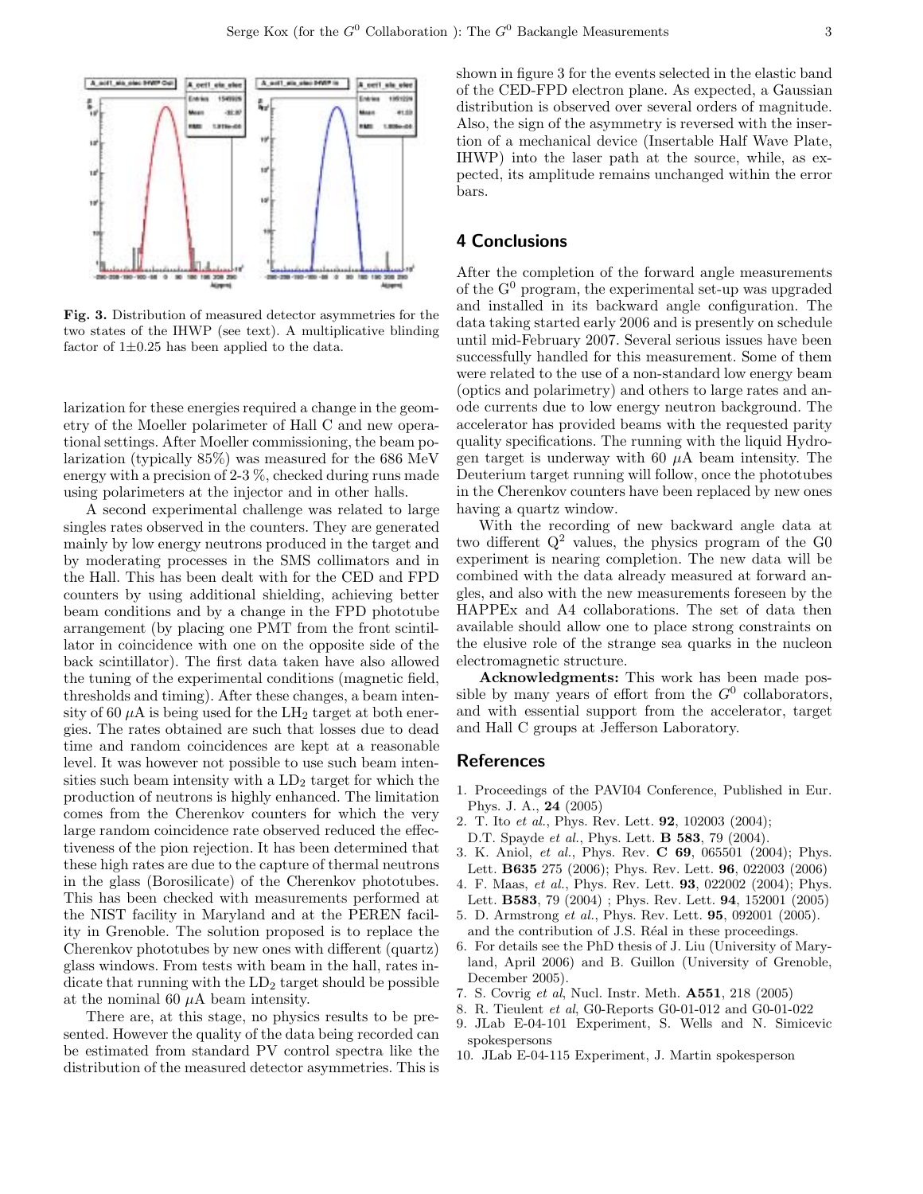A_oct1_alu_elec IHWP Out

A_oct1_alu_elec

Entries 1545926

Mean -32.87

RMS 1.819e+03

A_oct1_alu_elec IHWP In

A_oct1_alu_elec

Entries 1351224

Mean 41.53

RMS 1.808e+03

A(ppm)

A(ppm)

**Fig. 3.** Distribution of measured detector asymmetries for the two states of the IHWP (see text). A multiplicative blinding factor of $1\pm0.25$ has been applied to the data.

larization for these energies required a change in the geometry of the Moeller polarimeter of Hall C and new operational settings. After Moeller commissioning, the beam polarization (typically 85%) was measured for the 686 MeV energy with a precision of 2-3 %, checked during runs made using polarimeters at the injector and in other halls.

A second experimental challenge was related to large singles rates observed in the counters. They are generated mainly by low energy neutrons produced in the target and by moderating processes in the SMS collimators and in the Hall. This has been dealt with for the CED and FPD counters by using additional shielding, achieving better beam conditions and by a change in the FPD phototube arrangement (by placing one PMT from the front scintillator in coincidence with one on the opposite side of the back scintillator). The first data taken have also allowed the tuning of the experimental conditions (magnetic field, thresholds and timing). After these changes, a beam intensity of 60 $\mu$A is being used for the $LH_2$ target at both energies. The rates obtained are such that losses due to dead time and random coincidences are kept at a reasonable level. It was however not possible to use such beam intensities such beam intensity with a $LD_2$ target for which the production of neutrons is highly enhanced. The limitation comes from the Cherenkov counters for which the very large random coincidence rate observed reduced the effectiveness of the pion rejection. It has been determined that these high rates are due to the capture of thermal neutrons in the glass (Borosilicate) of the Cherenkov phototubes. This has been checked with measurements performed at the NIST facility in Maryland and at the PEREN facility in Grenoble. The solution proposed is to replace the Cherenkov phototubes by new ones with different (quartz) glass windows. From tests with beam in the hall, rates indicate that running with the $LD_2$ target should be possible at the nominal 60 $\mu$A beam intensity.

There are, at this stage, no physics results to be presented. However the quality of the data being recorded can be estimated from standard PV control spectra like the distribution of the measured detector asymmetries. This is shown in figure 3 for the events selected in the elastic band of the CED-FPD electron plane. As expected, a Gaussian distribution is observed over several orders of magnitude. Also, the sign of the asymmetry is reversed with the insertion of a mechanical device (Insertable Half Wave Plate, IHWP) into the laser path at the source, while, as expected, its amplitude remains unchanged within the error bars.

## 4 Conclusions

After the completion of the forward angle measurements of the $G^0$ program, the experimental set-up was upgraded and installed in its backward angle configuration. The data taking started early 2006 and is presently on schedule until mid-February 2007. Several serious issues have been successfully handled for this measurement. Some of them were related to the use of a non-standard low energy beam (optics and polarimetry) and others to large rates and anode currents due to low energy neutron background. The accelerator has provided beams with the requested parity quality specifications. The running with the liquid Hydrogen target is underway with 60 $\mu$A beam intensity. The Deuterium target running will follow, once the phototubes in the Cherenkov counters have been replaced by new ones having a quartz window.

With the recording of new backward angle data at two different $Q^2$ values, the physics program of the G0 experiment is nearing completion. The new data will be combined with the data already measured at forward angles, and also with the new measurements foreseen by the HAPPEx and A4 collaborations. The set of data then available should allow one to place strong constraints on the elusive role of the strange sea quarks in the nucleon electromagnetic structure.

**Acknowledgments:** This work has been made possible by many years of effort from the $G^0$ collaborators, and with essential support from the accelerator, target and Hall C groups at Jefferson Laboratory.

## References

1. Proceedings of the PAVI04 Conference, Published in Eur. Phys. J. A., **24** (2005)
2. T. Ito *et al.*, Phys. Rev. Lett. **92**, 102003 (2004); D.T. Spayde *et al.*, Phys. Lett. **B 583**, 79 (2004).
3. K. Aniol, *et al.*, Phys. Rev. **C 69**, 065501 (2004); Phys. Lett. **B635** 275 (2006); Phys. Rev. Lett. **96**, 022003 (2006)
4. F. Maas, *et al.*, Phys. Rev. Lett. **93**, 022002 (2004); Phys. Lett. **B583**, 79 (2004) ; Phys. Rev. Lett. **94**, 152001 (2005)
5. D. Armstrong *et al.*, Phys. Rev. Lett. **95**, 092001 (2005). and the contribution of J.S. Réal in these proceedings.
6. For details see the PhD thesis of J. Liu (University of Maryland, April 2006) and B. Guillon (University of Grenoble, December 2005).
7. S. Covrig *et al*, Nucl. Instr. Meth. **A551**, 218 (2005)
8. R. Tieulent *et al*, G0-Reports G0-01-012 and G0-01-022
9. JLab E-04-101 Experiment, S. Wells and N. Simicevic spokespersons
10. JLab E-04-115 Experiment, J. Martin spokesperson